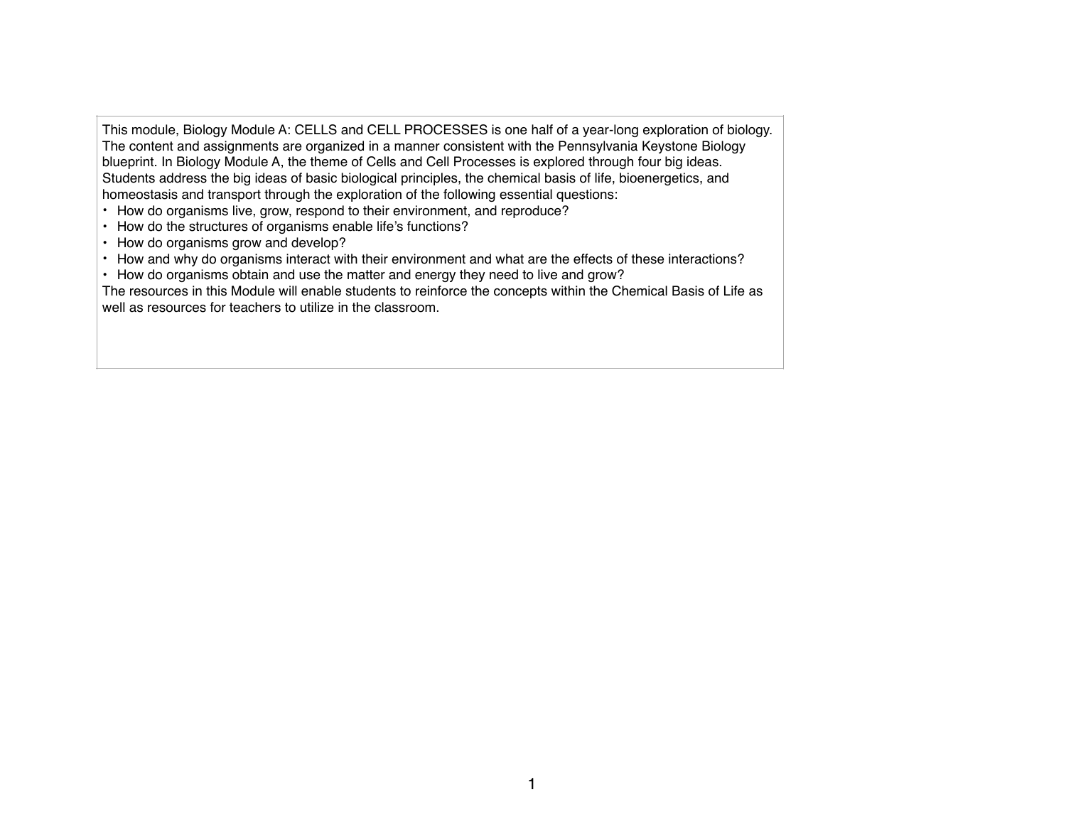This module, Biology Module A: CELLS and CELL PROCESSES is one half of a year-long exploration of biology. The content and assignments are organized in a manner consistent with the Pennsylvania Keystone Biology blueprint. In Biology Module A, the theme of Cells and Cell Processes is explored through four big ideas. Students address the big ideas of basic biological principles, the chemical basis of life, bioenergetics, and homeostasis and transport through the exploration of the following essential questions:

- How do organisms live, grow, respond to their environment, and reproduce?
- How do the structures of organisms enable life's functions?
- How do organisms grow and develop?
- How and why do organisms interact with their environment and what are the effects of these interactions?
- How do organisms obtain and use the matter and energy they need to live and grow?

The resources in this Module will enable students to reinforce the concepts within the Chemical Basis of Life as well as resources for teachers to utilize in the classroom.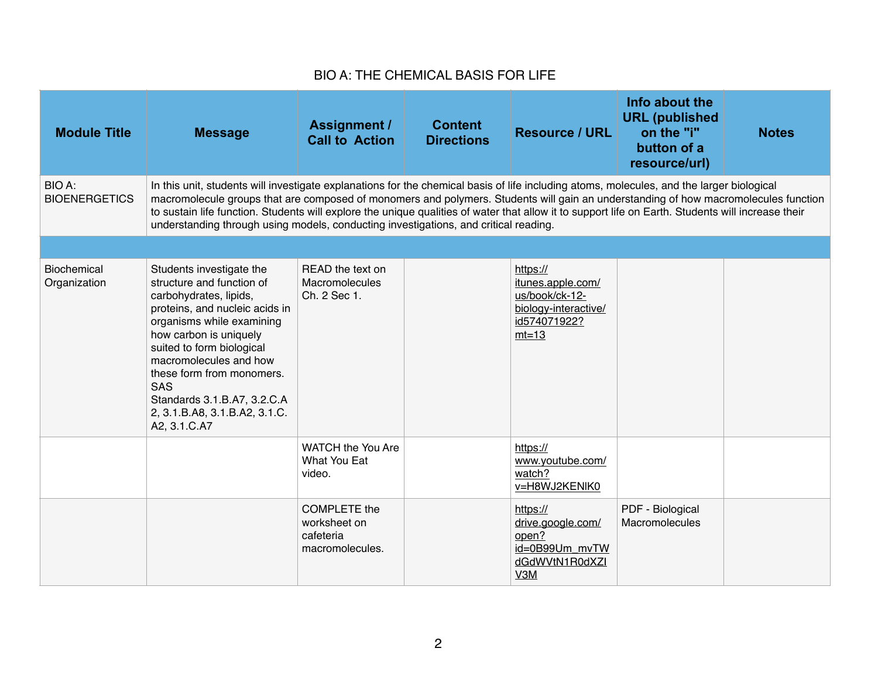# BIO A: THE CHEMICAL BASIS FOR LIFE

| Module Title | Message | Assignment / Call to Action | Content Directions | Resource / URL | Info about the URL (published on the "i" button of a resource/url) | Notes |
|---|---|---|---|---|---|---|
| BIO A: BIOENERGETICS | In this unit, students will investigate explanations for the chemical basis of life including atoms, molecules, and the larger biological macromolecule groups that are composed of monomers and polymers. Students will gain an understanding of how macromolecules function to sustain life function. Students will explore the unique qualities of water that allow it to support life on Earth. Students will increase their understanding through using models, conducting investigations, and critical reading. | | | | | |
| | | | | | | |
| Biochemical Organization | Students investigate the structure and function of carbohydrates, lipids, proteins, and nucleic acids in organisms while examining how carbon is uniquely suited to form biological macromolecules and how these form from monomers. SAS Standards 3.1.B.A7, 3.2.C.A2, 3.1.B.A8, 3.1.B.A2, 3.1.C.A2, 3.1.C.A7 | READ the text on Macromolecules Ch. 2 Sec 1. | | https://itunes.apple.com/us/book/ck-12-biology-interactive/id574071922?mt=13 | | |
| | | WATCH the You Are What You Eat video. | | https://www.youtube.com/watch?v=H8WJ2KENlK0 | | |
| | | COMPLETE the worksheet on cafeteria macromolecules. | | https://drive.google.com/open?id=0B99Um_mvTWdGdWVtN1R0dXZIV3M | PDF - Biological Macromolecules | |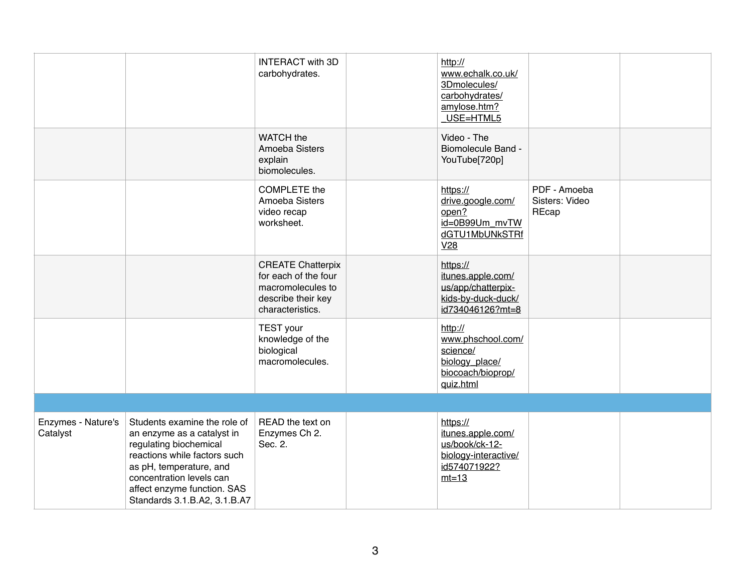| | | | | | | |
|---|---|---|---|---|---|---|
| | | INTERACT with 3D carbohydrates. | | http://www.echalk.co.uk/3Dmolecules/carbohydrates/amylose.htm?_USE=HTML5 | | |
| | | WATCH the Amoeba Sisters explain biomolecules. | | Video - The Biomolecule Band - YouTube[720p] | | |
| | | COMPLETE the Amoeba Sisters video recap worksheet. | | https://drive.google.com/open?id=0B99Um_mvTWdGTU1MbUNkSTRfV28 | PDF - Amoeba Sisters: Video REcap | |
| | | CREATE Chatterpix for each of the four macromolecules to describe their key characteristics. | | https://itunes.apple.com/us/app/chatterpix-kids-by-duck-duck/id734046126?mt=8 | | |
| | | TEST your knowledge of the biological macromolecules. | | http://www.phschool.com/science/biology_place/biocoach/bioprop/quiz.html | | |
| | | | | | | |
| Enzymes - Nature's Catalyst | Students examine the role of an enzyme as a catalyst in regulating biochemical reactions while factors such as pH, temperature, and concentration levels can affect enzyme function. SAS Standards 3.1.B.A2, 3.1.B.A7 | READ the text on Enzymes Ch 2. Sec. 2. | | https://itunes.apple.com/us/book/ck-12-biology-interactive/id574071922?mt=13 | | |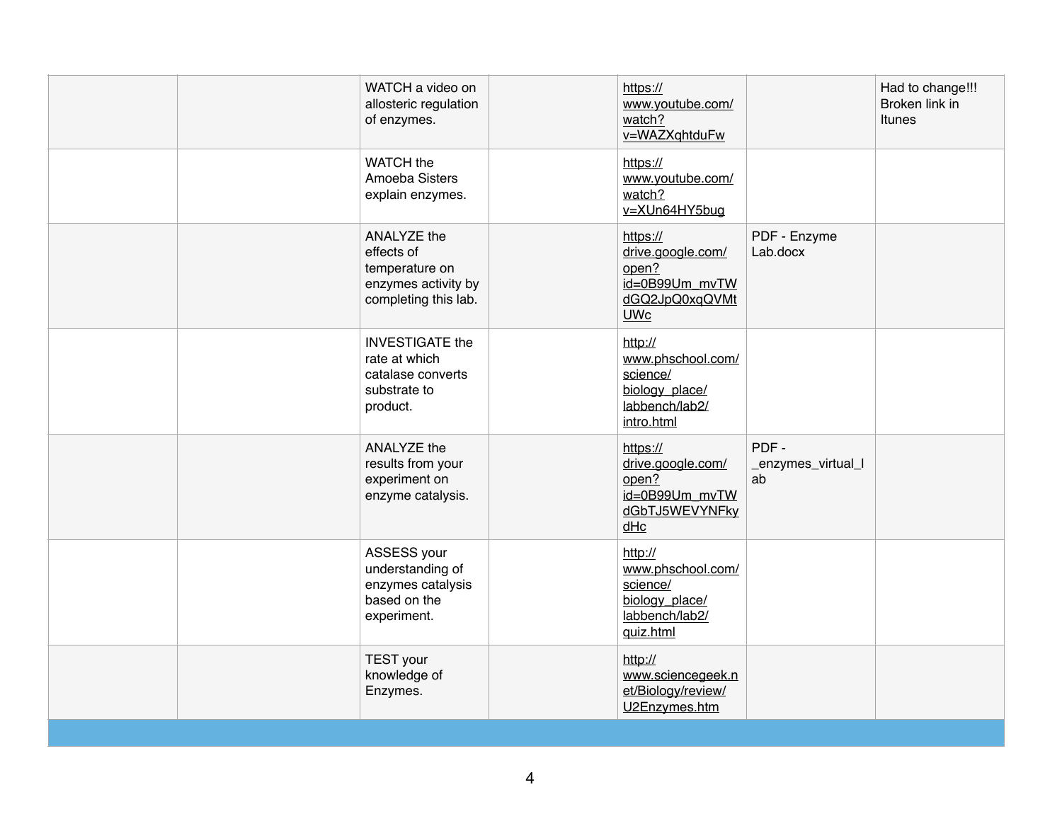| | | | | | | |
|---|---|---|---|---|---|---|
| | | WATCH a video on allosteric regulation of enzymes. | | https://www.youtube.com/watch?v=WAZXqhtduFw | | Had to change!!! Broken link in Itunes |
| | | WATCH the Amoeba Sisters explain enzymes. | | https://www.youtube.com/watch?v=XUn64HY5bug | | |
| | | ANALYZE the effects of temperature on enzymes activity by completing this lab. | | https://drive.google.com/open?id=0B99Um_mvTWdGQ2JpQ0xqQVMtUWc | PDF - Enzyme Lab.docx | |
| | | INVESTIGATE the rate at which catalase converts substrate to product. | | http://www.phschool.com/science/biology_place/labbench/lab2/intro.html | | |
| | | ANALYZE the results from your experiment on enzyme catalysis. | | https://drive.google.com/open?id=0B99Um_mvTWdGbTJ5WEVYNFkydHc | PDF - _enzymes_virtual_lab | |
| | | ASSESS your understanding of enzymes catalysis based on the experiment. | | http://www.phschool.com/science/biology_place/labbench/lab2/quiz.html | | |
| | | TEST your knowledge of Enzymes. | | http://www.sciencegeek.net/Biology/review/U2Enzymes.htm | | |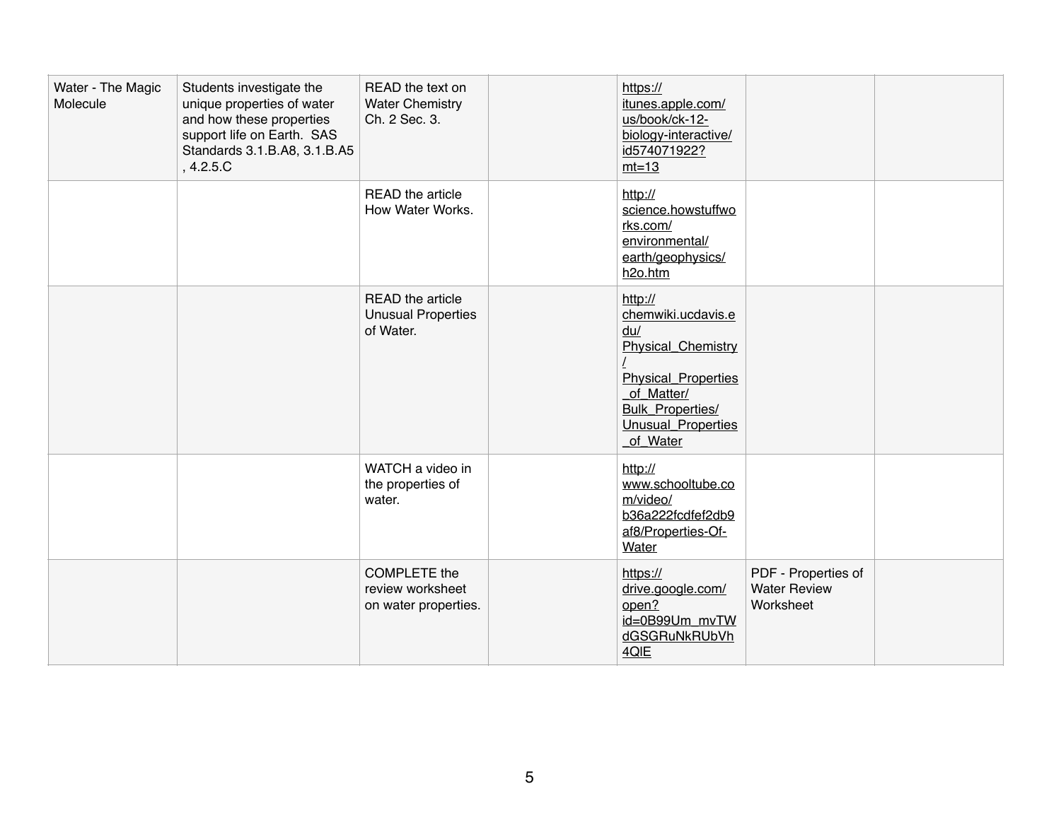| | | | | | | |
|---|---|---|---|---|---|---|
| Water - The Magic Molecule | Students investigate the unique properties of water and how these properties support life on Earth. SAS Standards 3.1.B.A8, 3.1.B.A5 , 4.2.5.C | READ the text on Water Chemistry Ch. 2 Sec. 3. | | https://itunes.apple.com/us/book/ck-12-biology-interactive/id574071922?mt=13 | | |
| | | READ the article How Water Works. | | http://science.howstuffworks.com/environmental/earth/geophysics/h2o.htm | | |
| | | READ the article Unusual Properties of Water. | | http://chemwiki.ucdavis.edu/Physical_Chemistry/Physical_Properties_of_Matter/Bulk_Properties/Unusual_Properties_of_Water | | |
| | | WATCH a video in the properties of water. | | http://www.schooltube.com/video/b36a222fcdfef2db9af8/Properties-Of-Water | | |
| | | COMPLETE the review worksheet on water properties. | | https://drive.google.com/open?id=0B99Um_mvTWdGSGRuNkRUbVh4QlE | PDF - Properties of Water Review Worksheet | |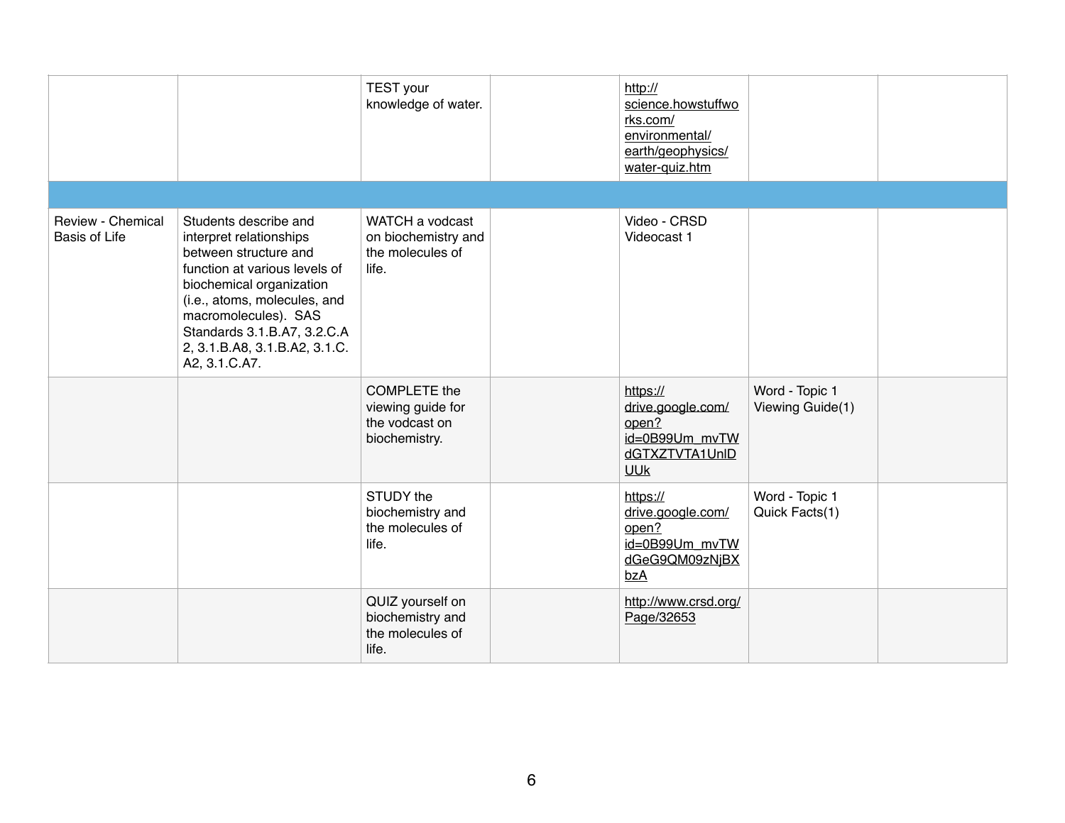| | | | | | | |
|---|---|---|---|---|---|---|
| | | TEST your knowledge of water. | | http://science.howstuffworks.com/environmental/earth/geophysics/water-quiz.htm | | |
| | | | | | | |
| Review - Chemical Basis of Life | Students describe and interpret relationships between structure and function at various levels of biochemical organization (i.e., atoms, molecules, and macromolecules). SAS Standards 3.1.B.A7, 3.2.C.A2, 3.1.B.A8, 3.1.B.A2, 3.1.C.A2, 3.1.C.A7. | WATCH a vodcast on biochemistry and the molecules of life. | | Video - CRSD Videocast 1 | | |
| | | COMPLETE the viewing guide for the vodcast on biochemistry. | | https://drive.google.com/open?id=0B99Um_mvTWdGTXZTVTA1UnlDUUk | Word - Topic 1 Viewing Guide(1) | |
| | | STUDY the biochemistry and the molecules of life. | | https://drive.google.com/open?id=0B99Um_mvTWdGeG9QM09zNjBXbzA | Word - Topic 1 Quick Facts(1) | |
| | | QUIZ yourself on biochemistry and the molecules of life. | | http://www.crsd.org/Page/32653 | | |